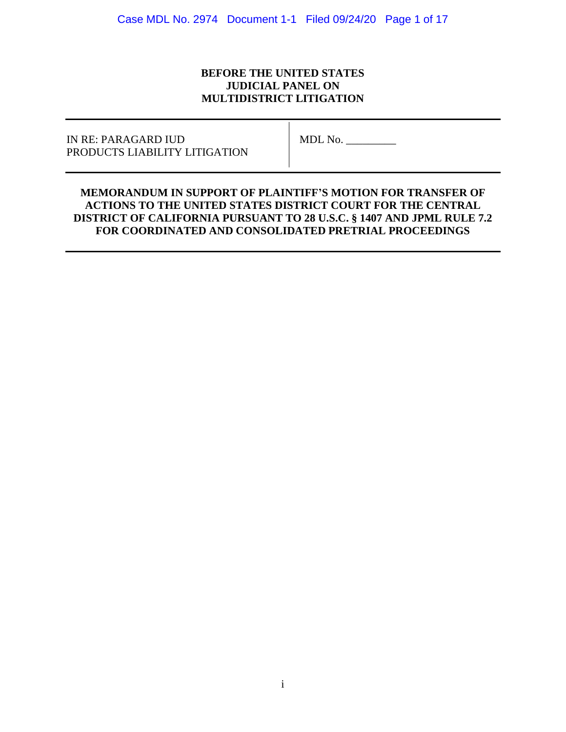**BEFORE THE UNITED STATES JUDICIAL PANEL ON MULTIDISTRICT LITIGATION**

| IN RE: PARAGARD IUD PRODUCTS LIABILITY LITIGATION | MDL No. _________ |
|---|---|

**MEMORANDUM IN SUPPORT OF PLAINTIFF'S MOTION FOR TRANSFER OF ACTIONS TO THE UNITED STATES DISTRICT COURT FOR THE CENTRAL DISTRICT OF CALIFORNIA PURSUANT TO 28 U.S.C. § 1407 AND JPML RULE 7.2 FOR COORDINATED AND CONSOLIDATED PRETRIAL PROCEEDINGS**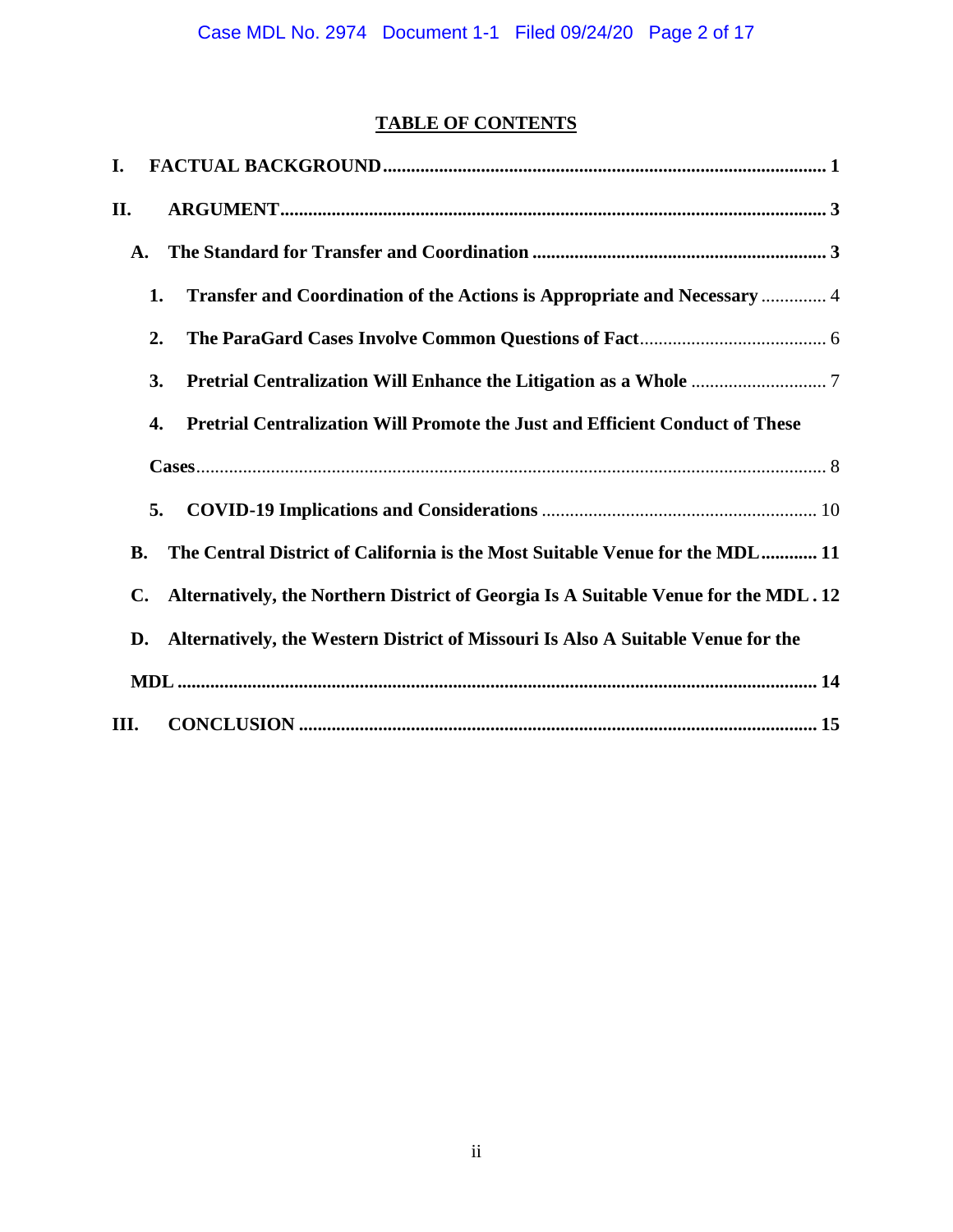## TABLE OF CONTENTS

**I. FACTUAL BACKGROUND** ..... **1**

**II. ARGUMENT** ..... **3**

- **A. The Standard for Transfer and Coordination** ..... **3**
  - **1. Transfer and Coordination of the Actions is Appropriate and Necessary** ..... 4
  - **2. The ParaGard Cases Involve Common Questions of Fact** ..... 6
  - **3. Pretrial Centralization Will Enhance the Litigation as a Whole** ..... 7
  - **4. Pretrial Centralization Will Promote the Just and Efficient Conduct of These Cases** ..... 8
  - **5. COVID-19 Implications and Considerations** ..... 10
- **B. The Central District of California is the Most Suitable Venue for the MDL** ..... **11**
- **C. Alternatively, the Northern District of Georgia Is A Suitable Venue for the MDL** ..... **12**
- **D. Alternatively, the Western District of Missouri Is Also A Suitable Venue for the MDL** ..... **14**

**III. CONCLUSION** ..... **15**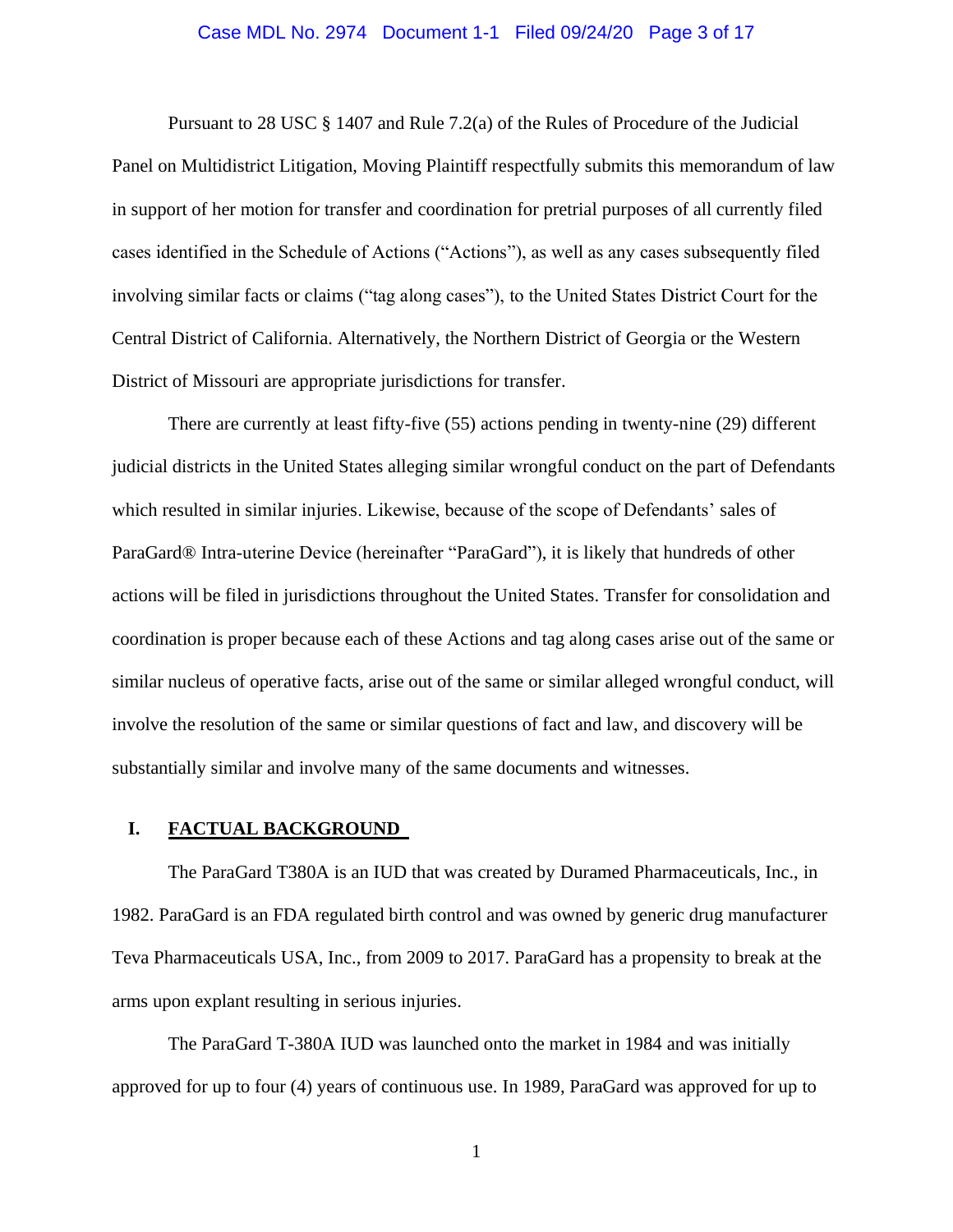Pursuant to 28 USC § 1407 and Rule 7.2(a) of the Rules of Procedure of the Judicial Panel on Multidistrict Litigation, Moving Plaintiff respectfully submits this memorandum of law in support of her motion for transfer and coordination for pretrial purposes of all currently filed cases identified in the Schedule of Actions ("Actions"), as well as any cases subsequently filed involving similar facts or claims ("tag along cases"), to the United States District Court for the Central District of California. Alternatively, the Northern District of Georgia or the Western District of Missouri are appropriate jurisdictions for transfer.

There are currently at least fifty-five (55) actions pending in twenty-nine (29) different judicial districts in the United States alleging similar wrongful conduct on the part of Defendants which resulted in similar injuries. Likewise, because of the scope of Defendants' sales of ParaGard® Intra-uterine Device (hereinafter "ParaGard"), it is likely that hundreds of other actions will be filed in jurisdictions throughout the United States. Transfer for consolidation and coordination is proper because each of these Actions and tag along cases arise out of the same or similar nucleus of operative facts, arise out of the same or similar alleged wrongful conduct, will involve the resolution of the same or similar questions of fact and law, and discovery will be substantially similar and involve many of the same documents and witnesses.

## I. FACTUAL BACKGROUND

The ParaGard T380A is an IUD that was created by Duramed Pharmaceuticals, Inc., in 1982. ParaGard is an FDA regulated birth control and was owned by generic drug manufacturer Teva Pharmaceuticals USA, Inc., from 2009 to 2017. ParaGard has a propensity to break at the arms upon explant resulting in serious injuries.

The ParaGard T-380A IUD was launched onto the market in 1984 and was initially approved for up to four (4) years of continuous use. In 1989, ParaGard was approved for up to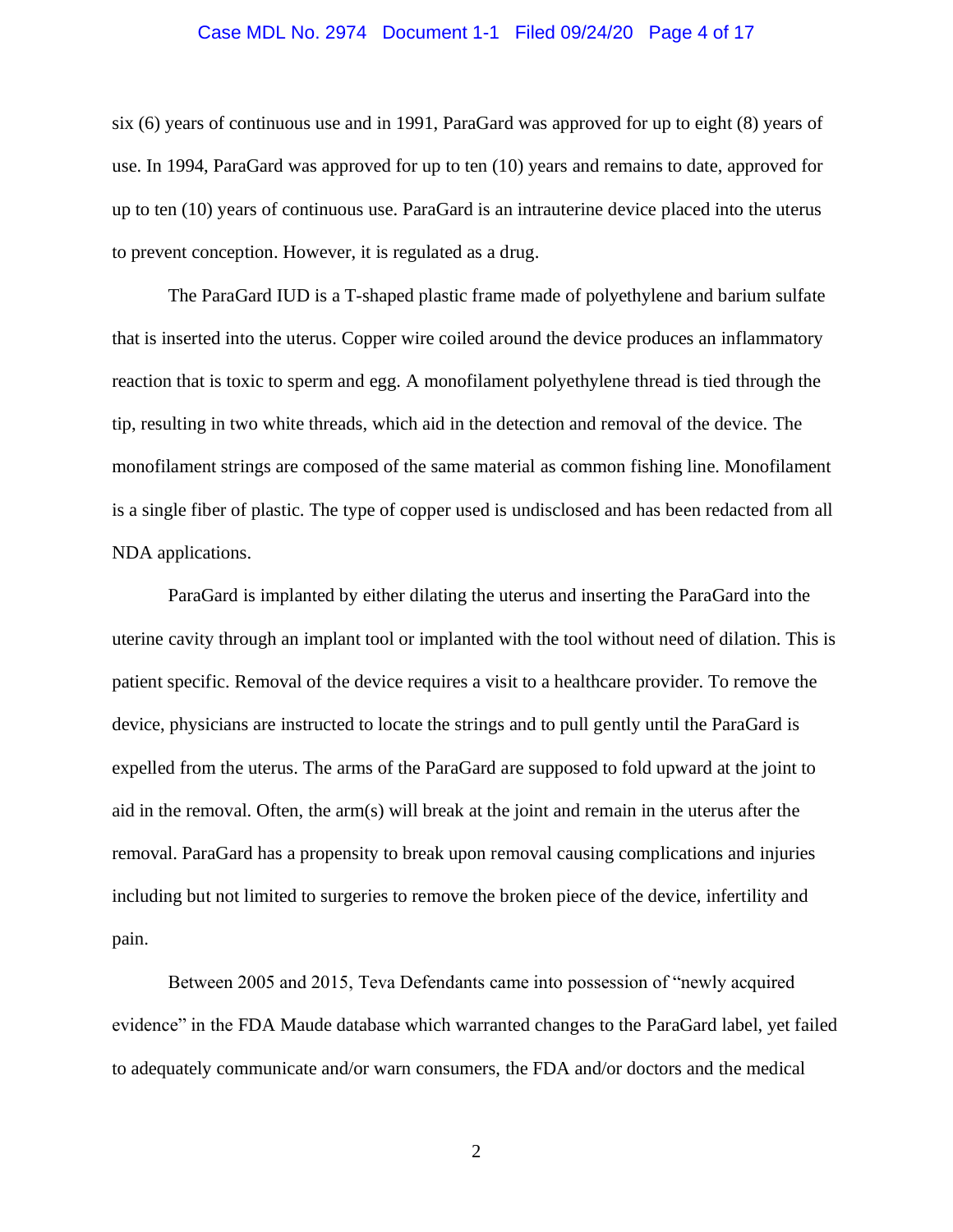six (6) years of continuous use and in 1991, ParaGard was approved for up to eight (8) years of use. In 1994, ParaGard was approved for up to ten (10) years and remains to date, approved for up to ten (10) years of continuous use. ParaGard is an intrauterine device placed into the uterus to prevent conception. However, it is regulated as a drug.

The ParaGard IUD is a T-shaped plastic frame made of polyethylene and barium sulfate that is inserted into the uterus. Copper wire coiled around the device produces an inflammatory reaction that is toxic to sperm and egg. A monofilament polyethylene thread is tied through the tip, resulting in two white threads, which aid in the detection and removal of the device. The monofilament strings are composed of the same material as common fishing line. Monofilament is a single fiber of plastic. The type of copper used is undisclosed and has been redacted from all NDA applications.

ParaGard is implanted by either dilating the uterus and inserting the ParaGard into the uterine cavity through an implant tool or implanted with the tool without need of dilation. This is patient specific. Removal of the device requires a visit to a healthcare provider. To remove the device, physicians are instructed to locate the strings and to pull gently until the ParaGard is expelled from the uterus. The arms of the ParaGard are supposed to fold upward at the joint to aid in the removal. Often, the arm(s) will break at the joint and remain in the uterus after the removal. ParaGard has a propensity to break upon removal causing complications and injuries including but not limited to surgeries to remove the broken piece of the device, infertility and pain.

Between 2005 and 2015, Teva Defendants came into possession of "newly acquired evidence" in the FDA Maude database which warranted changes to the ParaGard label, yet failed to adequately communicate and/or warn consumers, the FDA and/or doctors and the medical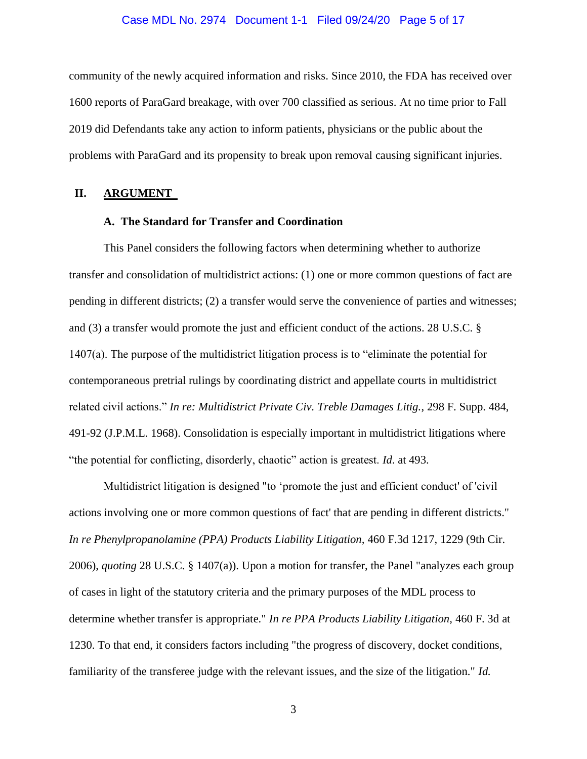community of the newly acquired information and risks. Since 2010, the FDA has received over 1600 reports of ParaGard breakage, with over 700 classified as serious. At no time prior to Fall 2019 did Defendants take any action to inform patients, physicians or the public about the problems with ParaGard and its propensity to break upon removal causing significant injuries.

## II. ARGUMENT

### A. The Standard for Transfer and Coordination

This Panel considers the following factors when determining whether to authorize transfer and consolidation of multidistrict actions: (1) one or more common questions of fact are pending in different districts; (2) a transfer would serve the convenience of parties and witnesses; and (3) a transfer would promote the just and efficient conduct of the actions. 28 U.S.C. § 1407(a). The purpose of the multidistrict litigation process is to "eliminate the potential for contemporaneous pretrial rulings by coordinating district and appellate courts in multidistrict related civil actions." *In re: Multidistrict Private Civ. Treble Damages Litig.*, 298 F. Supp. 484, 491-92 (J.P.M.L. 1968). Consolidation is especially important in multidistrict litigations where "the potential for conflicting, disorderly, chaotic" action is greatest. *Id*. at 493.

Multidistrict litigation is designed "to 'promote the just and efficient conduct' of 'civil actions involving one or more common questions of fact' that are pending in different districts." *In re Phenylpropanolamine (PPA) Products Liability Litigation*, 460 F.3d 1217, 1229 (9th Cir. 2006), *quoting* 28 U.S.C. § 1407(a)). Upon a motion for transfer, the Panel "analyzes each group of cases in light of the statutory criteria and the primary purposes of the MDL process to determine whether transfer is appropriate." *In re PPA Products Liability Litigation*, 460 F. 3d at 1230. To that end, it considers factors including "the progress of discovery, docket conditions, familiarity of the transferee judge with the relevant issues, and the size of the litigation." *Id.*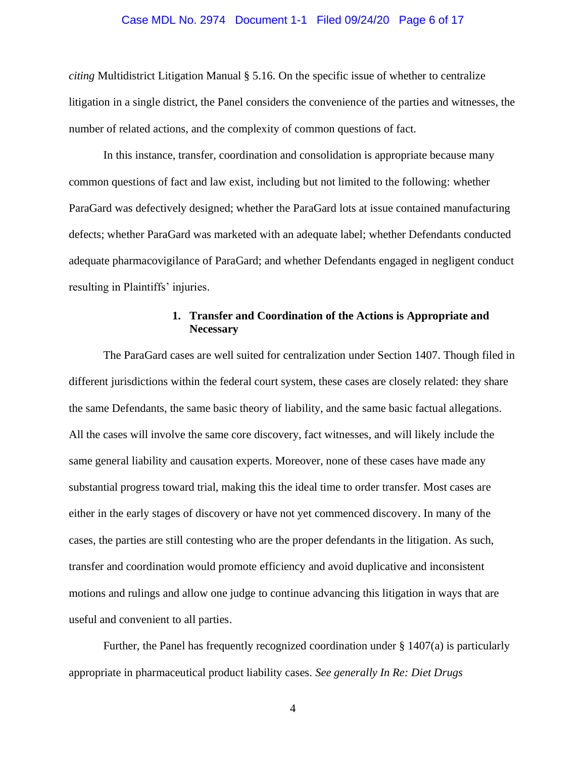*citing* Multidistrict Litigation Manual § 5.16. On the specific issue of whether to centralize litigation in a single district, the Panel considers the convenience of the parties and witnesses, the number of related actions, and the complexity of common questions of fact.

In this instance, transfer, coordination and consolidation is appropriate because many common questions of fact and law exist, including but not limited to the following: whether ParaGard was defectively designed; whether the ParaGard lots at issue contained manufacturing defects; whether ParaGard was marketed with an adequate label; whether Defendants conducted adequate pharmacovigilance of ParaGard; and whether Defendants engaged in negligent conduct resulting in Plaintiffs' injuries.

### 1. Transfer and Coordination of the Actions is Appropriate and Necessary

The ParaGard cases are well suited for centralization under Section 1407. Though filed in different jurisdictions within the federal court system, these cases are closely related: they share the same Defendants, the same basic theory of liability, and the same basic factual allegations. All the cases will involve the same core discovery, fact witnesses, and will likely include the same general liability and causation experts. Moreover, none of these cases have made any substantial progress toward trial, making this the ideal time to order transfer. Most cases are either in the early stages of discovery or have not yet commenced discovery. In many of the cases, the parties are still contesting who are the proper defendants in the litigation. As such, transfer and coordination would promote efficiency and avoid duplicative and inconsistent motions and rulings and allow one judge to continue advancing this litigation in ways that are useful and convenient to all parties.

Further, the Panel has frequently recognized coordination under § 1407(a) is particularly appropriate in pharmaceutical product liability cases. *See generally In Re: Diet Drugs*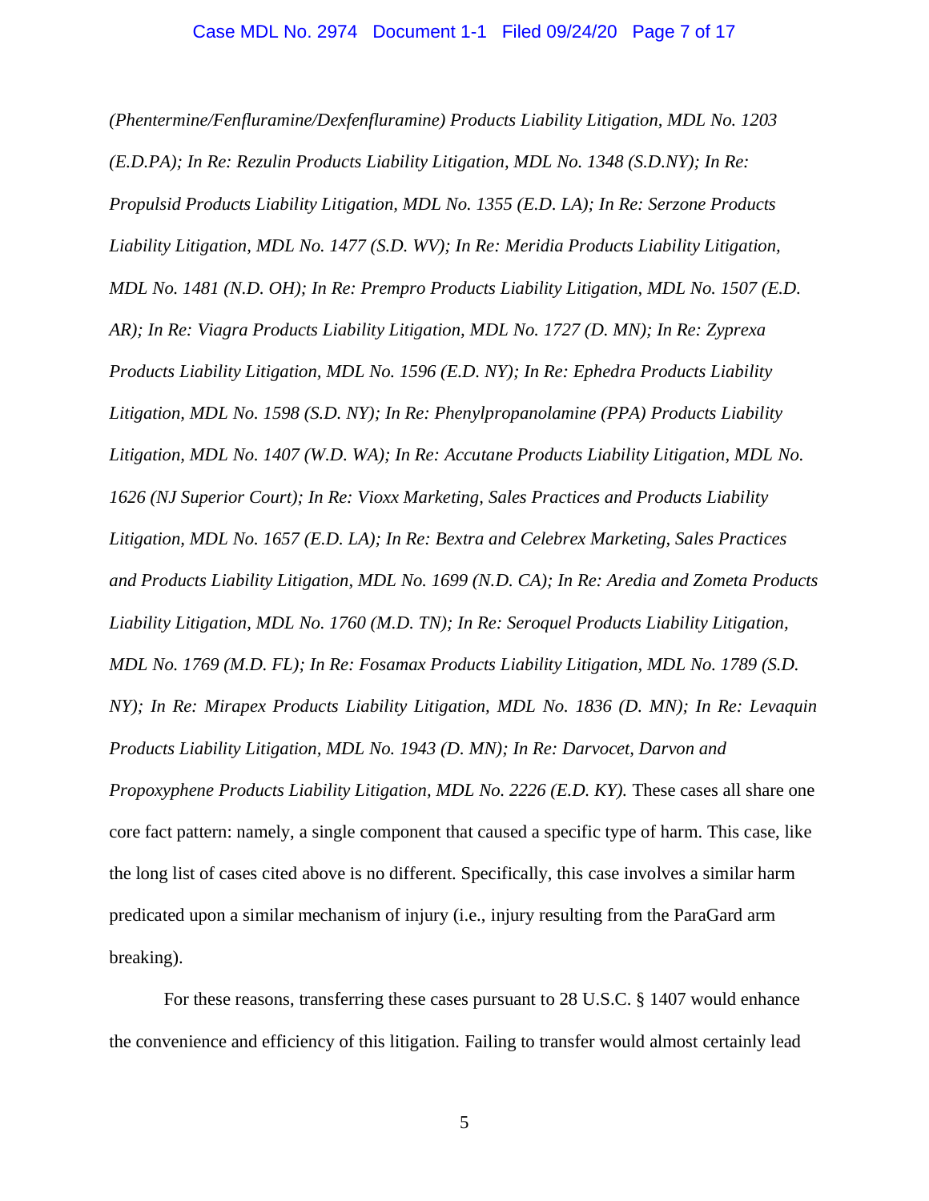*(Phentermine/Fenfluramine/Dexfenfluramine) Products Liability Litigation, MDL No. 1203 (E.D.PA); In Re: Rezulin Products Liability Litigation, MDL No. 1348 (S.D.NY); In Re: Propulsid Products Liability Litigation, MDL No. 1355 (E.D. LA); In Re: Serzone Products Liability Litigation, MDL No. 1477 (S.D. WV); In Re: Meridia Products Liability Litigation, MDL No. 1481 (N.D. OH); In Re: Prempro Products Liability Litigation, MDL No. 1507 (E.D. AR); In Re: Viagra Products Liability Litigation, MDL No. 1727 (D. MN); In Re: Zyprexa Products Liability Litigation, MDL No. 1596 (E.D. NY); In Re: Ephedra Products Liability Litigation, MDL No. 1598 (S.D. NY); In Re: Phenylpropanolamine (PPA) Products Liability Litigation, MDL No. 1407 (W.D. WA); In Re: Accutane Products Liability Litigation, MDL No. 1626 (NJ Superior Court); In Re: Vioxx Marketing, Sales Practices and Products Liability Litigation, MDL No. 1657 (E.D. LA); In Re: Bextra and Celebrex Marketing, Sales Practices and Products Liability Litigation, MDL No. 1699 (N.D. CA); In Re: Aredia and Zometa Products Liability Litigation, MDL No. 1760 (M.D. TN); In Re: Seroquel Products Liability Litigation, MDL No. 1769 (M.D. FL); In Re: Fosamax Products Liability Litigation, MDL No. 1789 (S.D. NY); In Re: Mirapex Products Liability Litigation, MDL No. 1836 (D. MN); In Re: Levaquin Products Liability Litigation, MDL No. 1943 (D. MN); In Re: Darvocet, Darvon and Propoxyphene Products Liability Litigation, MDL No. 2226 (E.D. KY).* These cases all share one core fact pattern: namely, a single component that caused a specific type of harm. This case, like the long list of cases cited above is no different. Specifically, this case involves a similar harm predicated upon a similar mechanism of injury (i.e., injury resulting from the ParaGard arm breaking).

For these reasons, transferring these cases pursuant to 28 U.S.C. § 1407 would enhance the convenience and efficiency of this litigation. Failing to transfer would almost certainly lead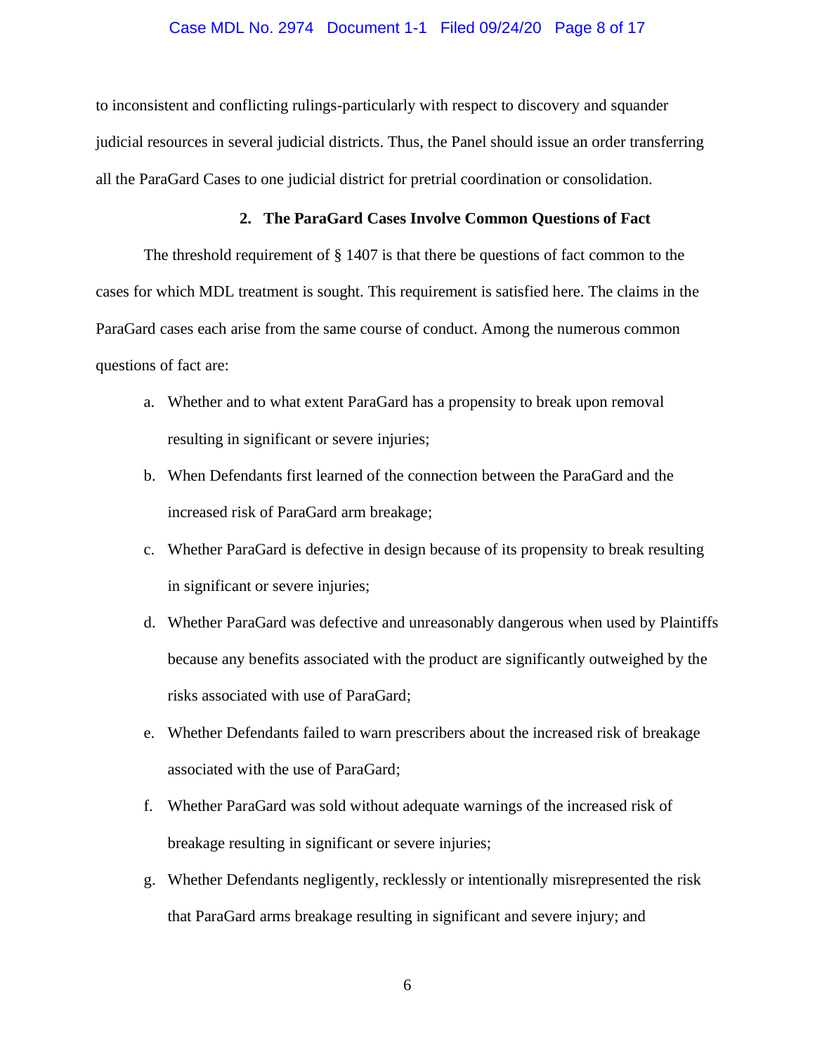to inconsistent and conflicting rulings-particularly with respect to discovery and squander judicial resources in several judicial districts. Thus, the Panel should issue an order transferring all the ParaGard Cases to one judicial district for pretrial coordination or consolidation.

### 2. The ParaGard Cases Involve Common Questions of Fact

The threshold requirement of § 1407 is that there be questions of fact common to the cases for which MDL treatment is sought. This requirement is satisfied here. The claims in the ParaGard cases each arise from the same course of conduct. Among the numerous common questions of fact are:

a. Whether and to what extent ParaGard has a propensity to break upon removal resulting in significant or severe injuries;

b. When Defendants first learned of the connection between the ParaGard and the increased risk of ParaGard arm breakage;

c. Whether ParaGard is defective in design because of its propensity to break resulting in significant or severe injuries;

d. Whether ParaGard was defective and unreasonably dangerous when used by Plaintiffs because any benefits associated with the product are significantly outweighed by the risks associated with use of ParaGard;

e. Whether Defendants failed to warn prescribers about the increased risk of breakage associated with the use of ParaGard;

f. Whether ParaGard was sold without adequate warnings of the increased risk of breakage resulting in significant or severe injuries;

g. Whether Defendants negligently, recklessly or intentionally misrepresented the risk that ParaGard arms breakage resulting in significant and severe injury; and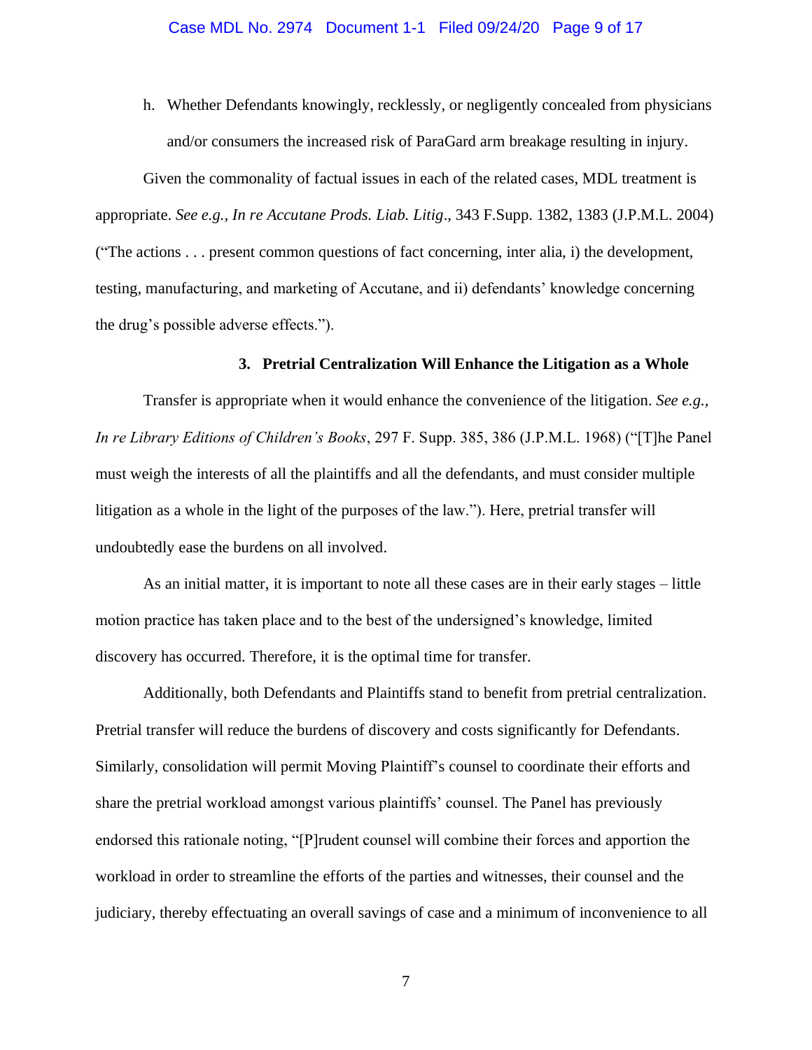h. Whether Defendants knowingly, recklessly, or negligently concealed from physicians and/or consumers the increased risk of ParaGard arm breakage resulting in injury.

Given the commonality of factual issues in each of the related cases, MDL treatment is appropriate. *See e.g.*, *In re Accutane Prods. Liab. Litig*., 343 F.Supp. 1382, 1383 (J.P.M.L. 2004) ("The actions . . . present common questions of fact concerning, inter alia, i) the development, testing, manufacturing, and marketing of Accutane, and ii) defendants' knowledge concerning the drug's possible adverse effects.").

### 3. Pretrial Centralization Will Enhance the Litigation as a Whole

Transfer is appropriate when it would enhance the convenience of the litigation. *See e.g., In re Library Editions of Children's Books*, 297 F. Supp. 385, 386 (J.P.M.L. 1968) ("[T]he Panel must weigh the interests of all the plaintiffs and all the defendants, and must consider multiple litigation as a whole in the light of the purposes of the law."). Here, pretrial transfer will undoubtedly ease the burdens on all involved.

As an initial matter, it is important to note all these cases are in their early stages – little motion practice has taken place and to the best of the undersigned's knowledge, limited discovery has occurred. Therefore, it is the optimal time for transfer.

Additionally, both Defendants and Plaintiffs stand to benefit from pretrial centralization. Pretrial transfer will reduce the burdens of discovery and costs significantly for Defendants. Similarly, consolidation will permit Moving Plaintiff's counsel to coordinate their efforts and share the pretrial workload amongst various plaintiffs' counsel. The Panel has previously endorsed this rationale noting, "[P]rudent counsel will combine their forces and apportion the workload in order to streamline the efforts of the parties and witnesses, their counsel and the judiciary, thereby effectuating an overall savings of case and a minimum of inconvenience to all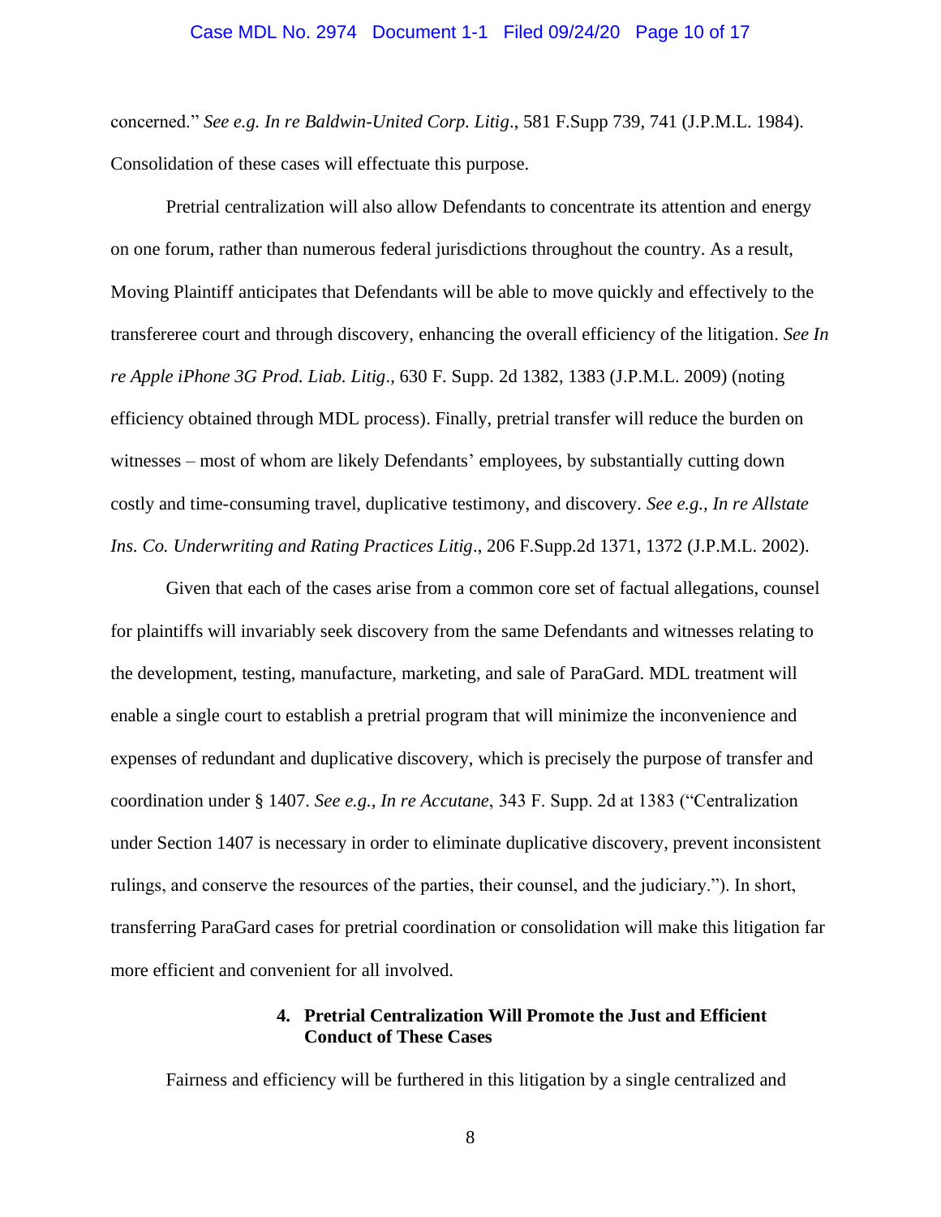concerned." *See e.g. In re Baldwin-United Corp. Litig*., 581 F.Supp 739, 741 (J.P.M.L. 1984). Consolidation of these cases will effectuate this purpose.

Pretrial centralization will also allow Defendants to concentrate its attention and energy on one forum, rather than numerous federal jurisdictions throughout the country. As a result, Moving Plaintiff anticipates that Defendants will be able to move quickly and effectively to the transfereree court and through discovery, enhancing the overall efficiency of the litigation. *See In re Apple iPhone 3G Prod. Liab. Litig*., 630 F. Supp. 2d 1382, 1383 (J.P.M.L. 2009) (noting efficiency obtained through MDL process). Finally, pretrial transfer will reduce the burden on witnesses – most of whom are likely Defendants' employees, by substantially cutting down costly and time-consuming travel, duplicative testimony, and discovery. *See e.g., In re Allstate Ins. Co. Underwriting and Rating Practices Litig*., 206 F.Supp.2d 1371, 1372 (J.P.M.L. 2002).

Given that each of the cases arise from a common core set of factual allegations, counsel for plaintiffs will invariably seek discovery from the same Defendants and witnesses relating to the development, testing, manufacture, marketing, and sale of ParaGard. MDL treatment will enable a single court to establish a pretrial program that will minimize the inconvenience and expenses of redundant and duplicative discovery, which is precisely the purpose of transfer and coordination under § 1407. *See e.g., In re Accutane*, 343 F. Supp. 2d at 1383 ("Centralization under Section 1407 is necessary in order to eliminate duplicative discovery, prevent inconsistent rulings, and conserve the resources of the parties, their counsel, and the judiciary."). In short, transferring ParaGard cases for pretrial coordination or consolidation will make this litigation far more efficient and convenient for all involved.

#### 4. Pretrial Centralization Will Promote the Just and Efficient Conduct of These Cases

Fairness and efficiency will be furthered in this litigation by a single centralized and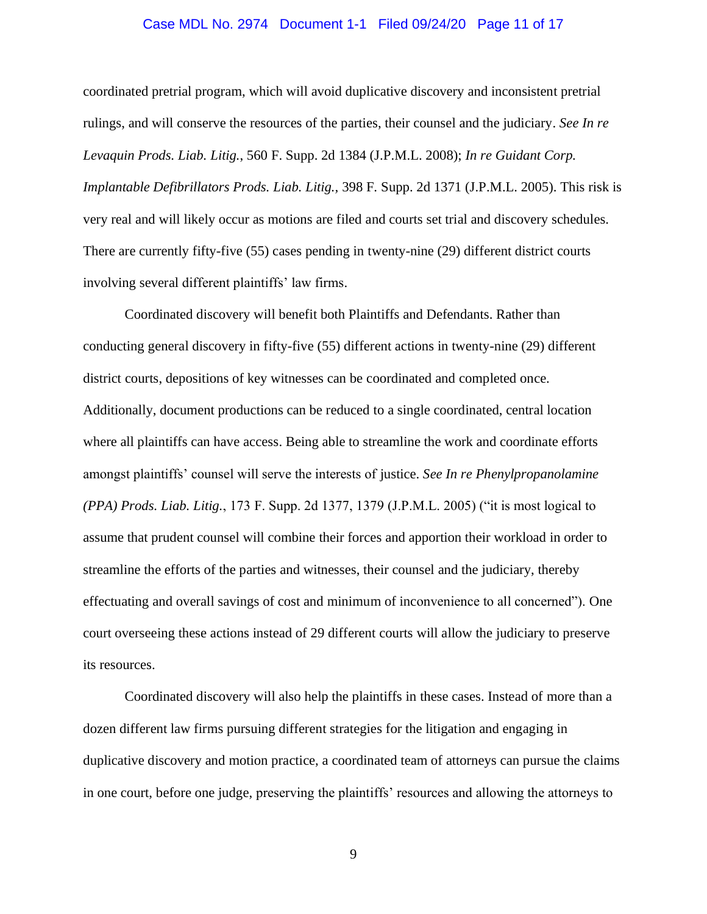coordinated pretrial program, which will avoid duplicative discovery and inconsistent pretrial rulings, and will conserve the resources of the parties, their counsel and the judiciary. *See In re Levaquin Prods. Liab. Litig.*, 560 F. Supp. 2d 1384 (J.P.M.L. 2008); *In re Guidant Corp. Implantable Defibrillators Prods. Liab. Litig.*, 398 F. Supp. 2d 1371 (J.P.M.L. 2005). This risk is very real and will likely occur as motions are filed and courts set trial and discovery schedules. There are currently fifty-five (55) cases pending in twenty-nine (29) different district courts involving several different plaintiffs' law firms.

Coordinated discovery will benefit both Plaintiffs and Defendants. Rather than conducting general discovery in fifty-five (55) different actions in twenty-nine (29) different district courts, depositions of key witnesses can be coordinated and completed once. Additionally, document productions can be reduced to a single coordinated, central location where all plaintiffs can have access. Being able to streamline the work and coordinate efforts amongst plaintiffs' counsel will serve the interests of justice. *See In re Phenylpropanolamine (PPA) Prods. Liab. Litig.*, 173 F. Supp. 2d 1377, 1379 (J.P.M.L. 2005) ("it is most logical to assume that prudent counsel will combine their forces and apportion their workload in order to streamline the efforts of the parties and witnesses, their counsel and the judiciary, thereby effectuating and overall savings of cost and minimum of inconvenience to all concerned"). One court overseeing these actions instead of 29 different courts will allow the judiciary to preserve its resources.

Coordinated discovery will also help the plaintiffs in these cases. Instead of more than a dozen different law firms pursuing different strategies for the litigation and engaging in duplicative discovery and motion practice, a coordinated team of attorneys can pursue the claims in one court, before one judge, preserving the plaintiffs' resources and allowing the attorneys to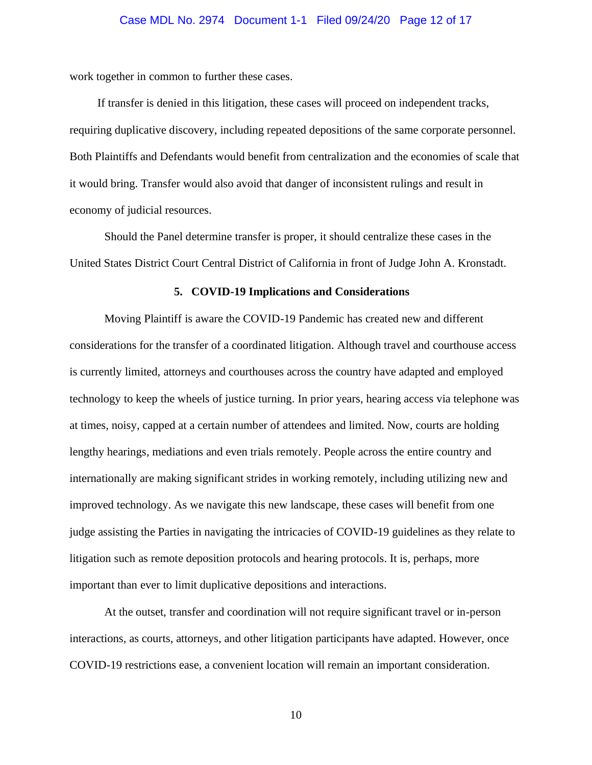work together in common to further these cases.

If transfer is denied in this litigation, these cases will proceed on independent tracks, requiring duplicative discovery, including repeated depositions of the same corporate personnel. Both Plaintiffs and Defendants would benefit from centralization and the economies of scale that it would bring. Transfer would also avoid that danger of inconsistent rulings and result in economy of judicial resources.

Should the Panel determine transfer is proper, it should centralize these cases in the United States District Court Central District of California in front of Judge John A. Kronstadt.

### 5. COVID-19 Implications and Considerations

Moving Plaintiff is aware the COVID-19 Pandemic has created new and different considerations for the transfer of a coordinated litigation. Although travel and courthouse access is currently limited, attorneys and courthouses across the country have adapted and employed technology to keep the wheels of justice turning. In prior years, hearing access via telephone was at times, noisy, capped at a certain number of attendees and limited. Now, courts are holding lengthy hearings, mediations and even trials remotely. People across the entire country and internationally are making significant strides in working remotely, including utilizing new and improved technology. As we navigate this new landscape, these cases will benefit from one judge assisting the Parties in navigating the intricacies of COVID-19 guidelines as they relate to litigation such as remote deposition protocols and hearing protocols. It is, perhaps, more important than ever to limit duplicative depositions and interactions.

At the outset, transfer and coordination will not require significant travel or in-person interactions, as courts, attorneys, and other litigation participants have adapted. However, once COVID-19 restrictions ease, a convenient location will remain an important consideration.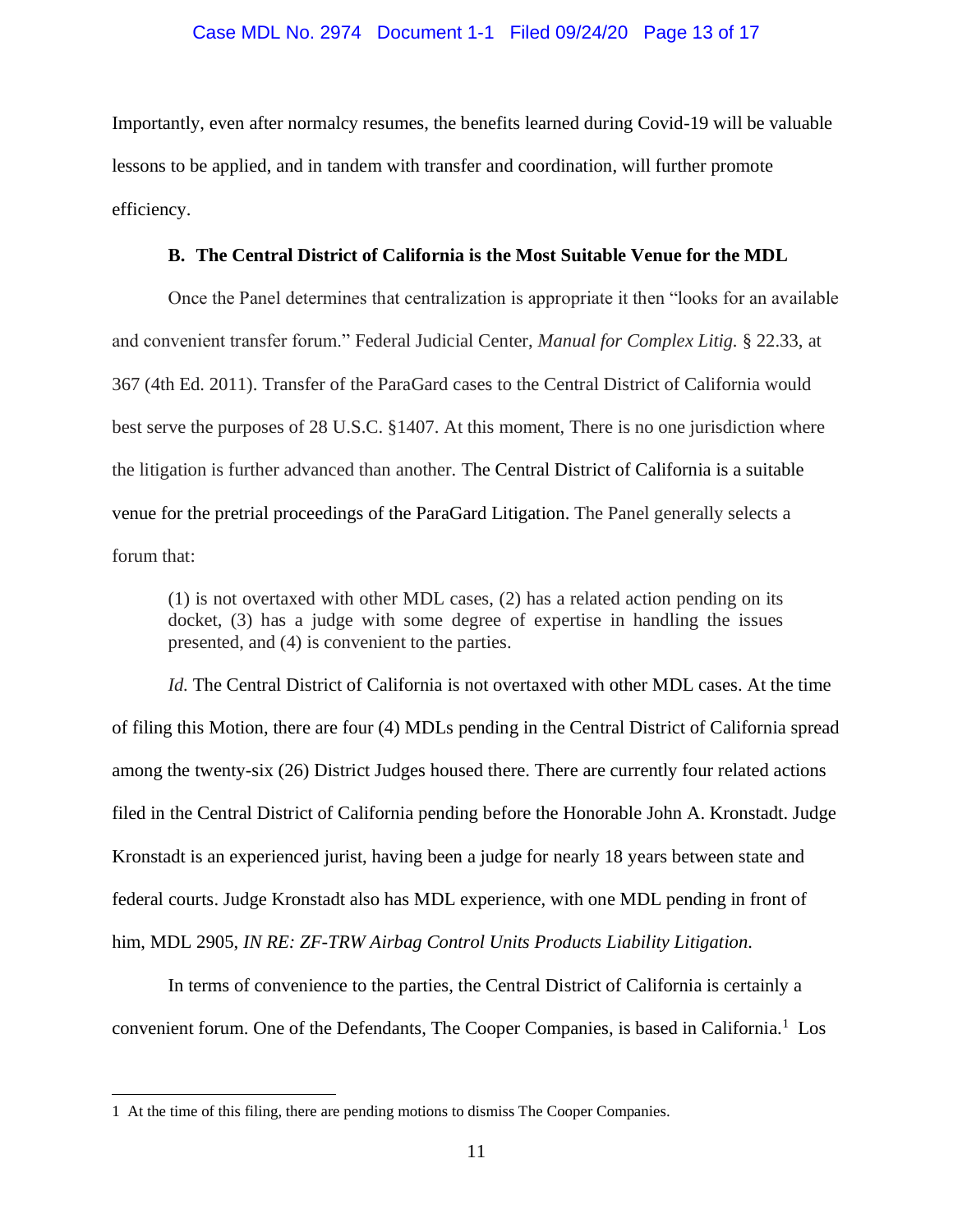Importantly, even after normalcy resumes, the benefits learned during Covid-19 will be valuable lessons to be applied, and in tandem with transfer and coordination, will further promote efficiency.

### B. The Central District of California is the Most Suitable Venue for the MDL

Once the Panel determines that centralization is appropriate it then "looks for an available and convenient transfer forum." Federal Judicial Center, *Manual for Complex Litig.* § 22.33, at 367 (4th Ed. 2011). Transfer of the ParaGard cases to the Central District of California would best serve the purposes of 28 U.S.C. §1407. At this moment, There is no one jurisdiction where the litigation is further advanced than another. The Central District of California is a suitable venue for the pretrial proceedings of the ParaGard Litigation. The Panel generally selects a forum that:

> (1) is not overtaxed with other MDL cases, (2) has a related action pending on its docket, (3) has a judge with some degree of expertise in handling the issues presented, and (4) is convenient to the parties.

*Id.* The Central District of California is not overtaxed with other MDL cases. At the time of filing this Motion, there are four (4) MDLs pending in the Central District of California spread among the twenty-six (26) District Judges housed there. There are currently four related actions filed in the Central District of California pending before the Honorable John A. Kronstadt. Judge Kronstadt is an experienced jurist, having been a judge for nearly 18 years between state and federal courts. Judge Kronstadt also has MDL experience, with one MDL pending in front of him, MDL 2905, *IN RE: ZF-TRW Airbag Control Units Products Liability Litigation.*

In terms of convenience to the parties, the Central District of California is certainly a convenient forum. One of the Defendants, The Cooper Companies, is based in California.[1] Los

---

1 At the time of this filing, there are pending motions to dismiss The Cooper Companies.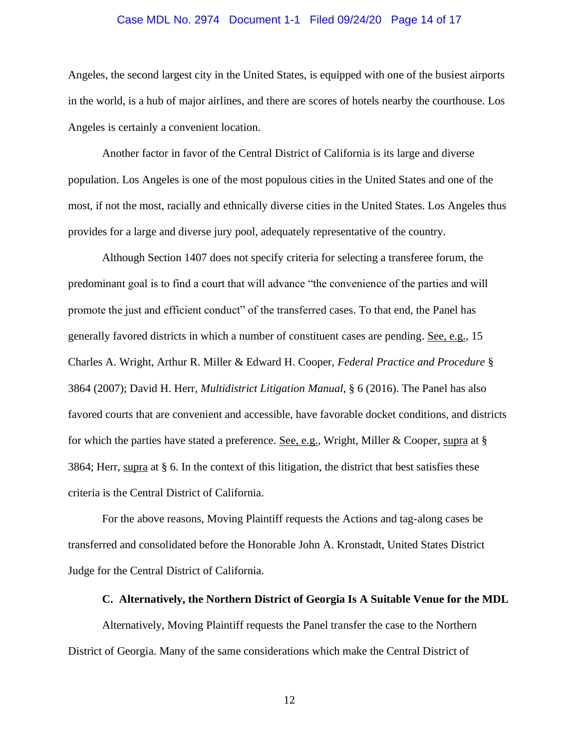Angeles, the second largest city in the United States, is equipped with one of the busiest airports in the world, is a hub of major airlines, and there are scores of hotels nearby the courthouse. Los Angeles is certainly a convenient location.

Another factor in favor of the Central District of California is its large and diverse population. Los Angeles is one of the most populous cities in the United States and one of the most, if not the most, racially and ethnically diverse cities in the United States. Los Angeles thus provides for a large and diverse jury pool, adequately representative of the country.

Although Section 1407 does not specify criteria for selecting a transferee forum, the predominant goal is to find a court that will advance "the convenience of the parties and will promote the just and efficient conduct" of the transferred cases. To that end, the Panel has generally favored districts in which a number of constituent cases are pending. See, e.g., 15 Charles A. Wright, Arthur R. Miller & Edward H. Cooper, *Federal Practice and Procedure* § 3864 (2007); David H. Herr, *Multidistrict Litigation Manual*, § 6 (2016). The Panel has also favored courts that are convenient and accessible, have favorable docket conditions, and districts for which the parties have stated a preference. See, e.g., Wright, Miller & Cooper, supra at § 3864; Herr, supra at § 6. In the context of this litigation, the district that best satisfies these criteria is the Central District of California.

For the above reasons, Moving Plaintiff requests the Actions and tag-along cases be transferred and consolidated before the Honorable John A. Kronstadt, United States District Judge for the Central District of California.

**C. Alternatively, the Northern District of Georgia Is A Suitable Venue for the MDL**

Alternatively, Moving Plaintiff requests the Panel transfer the case to the Northern District of Georgia. Many of the same considerations which make the Central District of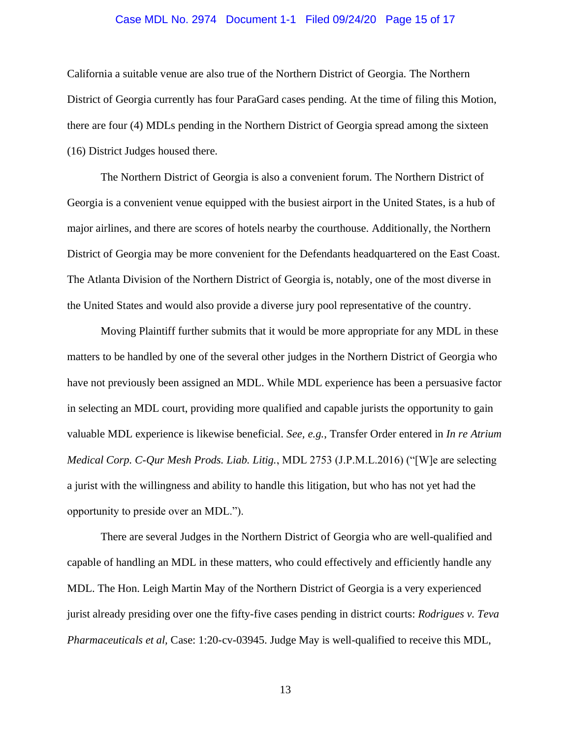California a suitable venue are also true of the Northern District of Georgia. The Northern District of Georgia currently has four ParaGard cases pending. At the time of filing this Motion, there are four (4) MDLs pending in the Northern District of Georgia spread among the sixteen (16) District Judges housed there.

The Northern District of Georgia is also a convenient forum. The Northern District of Georgia is a convenient venue equipped with the busiest airport in the United States, is a hub of major airlines, and there are scores of hotels nearby the courthouse. Additionally, the Northern District of Georgia may be more convenient for the Defendants headquartered on the East Coast. The Atlanta Division of the Northern District of Georgia is, notably, one of the most diverse in the United States and would also provide a diverse jury pool representative of the country.

Moving Plaintiff further submits that it would be more appropriate for any MDL in these matters to be handled by one of the several other judges in the Northern District of Georgia who have not previously been assigned an MDL. While MDL experience has been a persuasive factor in selecting an MDL court, providing more qualified and capable jurists the opportunity to gain valuable MDL experience is likewise beneficial. *See, e.g.*, Transfer Order entered in *In re Atrium Medical Corp. C-Qur Mesh Prods. Liab. Litig.*, MDL 2753 (J.P.M.L.2016) ("[W]e are selecting a jurist with the willingness and ability to handle this litigation, but who has not yet had the opportunity to preside over an MDL.").

There are several Judges in the Northern District of Georgia who are well-qualified and capable of handling an MDL in these matters, who could effectively and efficiently handle any MDL. The Hon. Leigh Martin May of the Northern District of Georgia is a very experienced jurist already presiding over one the fifty-five cases pending in district courts: *Rodrigues v. Teva Pharmaceuticals et al*, Case: 1:20-cv-03945. Judge May is well-qualified to receive this MDL,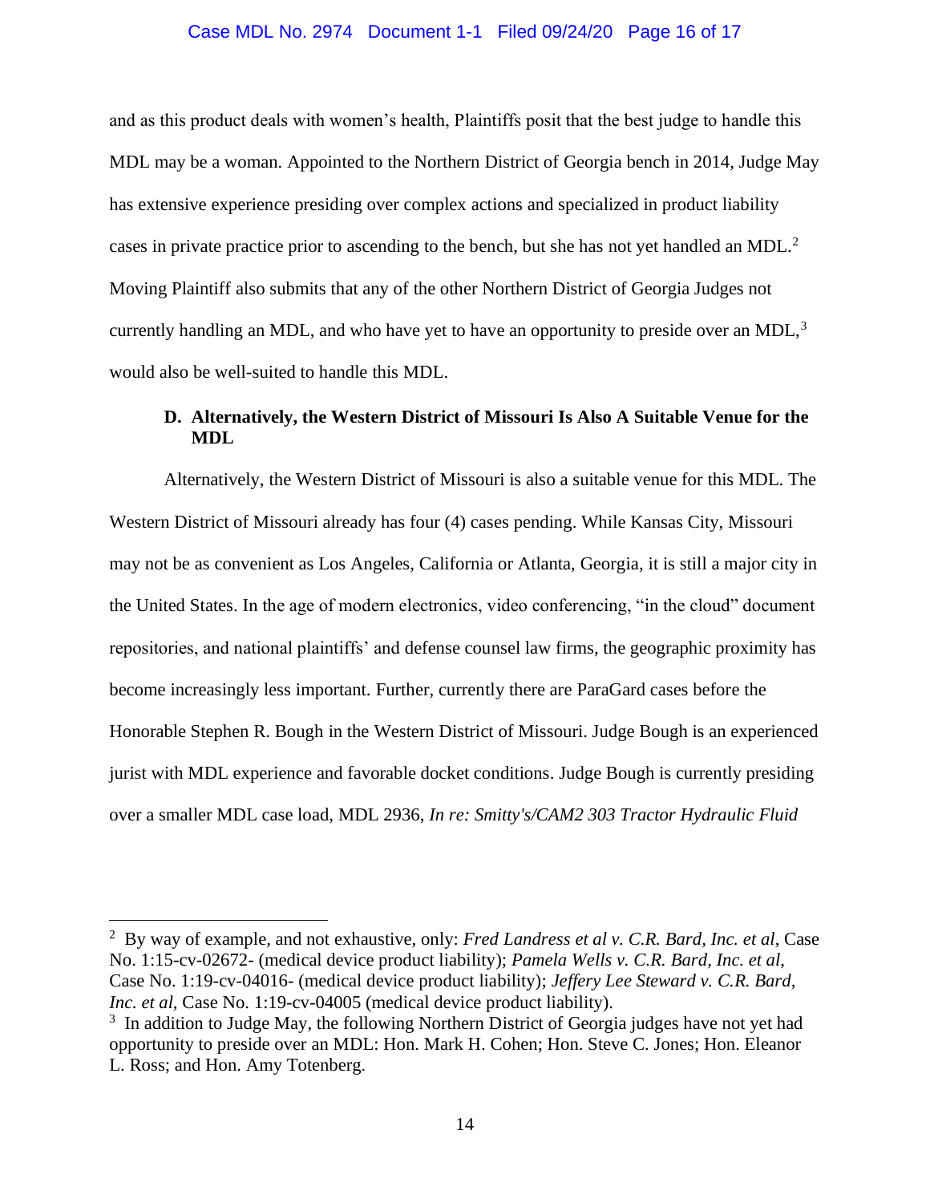and as this product deals with women's health, Plaintiffs posit that the best judge to handle this MDL may be a woman. Appointed to the Northern District of Georgia bench in 2014, Judge May has extensive experience presiding over complex actions and specialized in product liability cases in private practice prior to ascending to the bench, but she has not yet handled an MDL.[2] Moving Plaintiff also submits that any of the other Northern District of Georgia Judges not currently handling an MDL, and who have yet to have an opportunity to preside over an MDL,[3] would also be well-suited to handle this MDL.

**D. Alternatively, the Western District of Missouri Is Also A Suitable Venue for the MDL**

Alternatively, the Western District of Missouri is also a suitable venue for this MDL. The Western District of Missouri already has four (4) cases pending. While Kansas City, Missouri may not be as convenient as Los Angeles, California or Atlanta, Georgia, it is still a major city in the United States. In the age of modern electronics, video conferencing, "in the cloud" document repositories, and national plaintiffs' and defense counsel law firms, the geographic proximity has become increasingly less important. Further, currently there are ParaGard cases before the Honorable Stephen R. Bough in the Western District of Missouri. Judge Bough is an experienced jurist with MDL experience and favorable docket conditions. Judge Bough is currently presiding over a smaller MDL case load, MDL 2936, *In re: Smitty's/CAM2 303 Tractor Hydraulic Fluid*

---

[2] By way of example, and not exhaustive, only: *Fred Landress et al v. C.R. Bard, Inc. et al*, Case No. 1:15-cv-02672- (medical device product liability); *Pamela Wells v. C.R. Bard, Inc. et al*, Case No. 1:19-cv-04016- (medical device product liability); *Jeffery Lee Steward v. C.R. Bard, Inc. et al*, Case No. 1:19-cv-04005 (medical device product liability).

[3] In addition to Judge May, the following Northern District of Georgia judges have not yet had opportunity to preside over an MDL: Hon. Mark H. Cohen; Hon. Steve C. Jones; Hon. Eleanor L. Ross; and Hon. Amy Totenberg.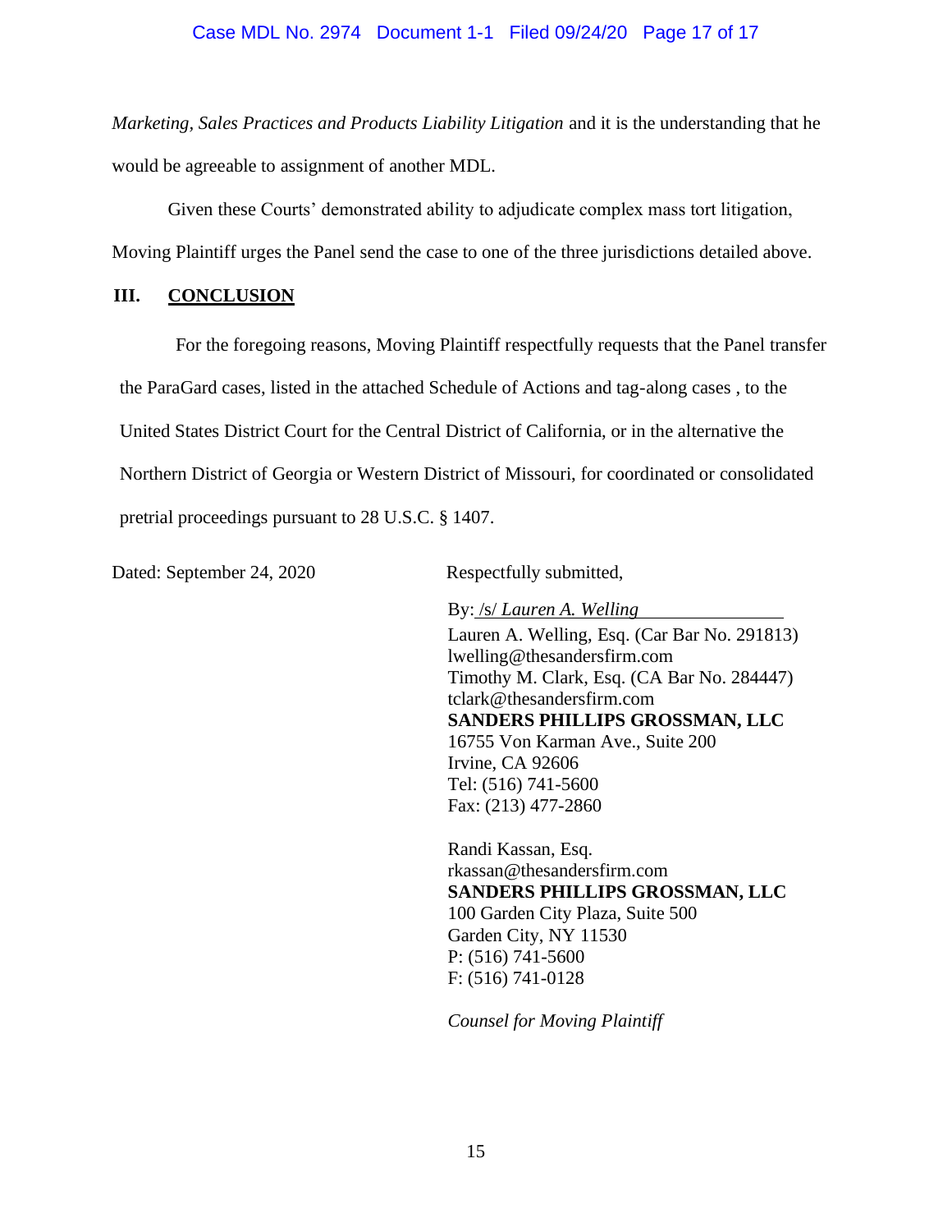*Marketing, Sales Practices and Products Liability Litigation* and it is the understanding that he would be agreeable to assignment of another MDL.

Given these Courts' demonstrated ability to adjudicate complex mass tort litigation, Moving Plaintiff urges the Panel send the case to one of the three jurisdictions detailed above.

## III. CONCLUSION

For the foregoing reasons, Moving Plaintiff respectfully requests that the Panel transfer the ParaGard cases, listed in the attached Schedule of Actions and tag-along cases , to the United States District Court for the Central District of California, or in the alternative the Northern District of Georgia or Western District of Missouri, for coordinated or consolidated pretrial proceedings pursuant to 28 U.S.C. § 1407.

Dated: September 24, 2020

Respectfully submitted,

By: /s/ *Lauren A. Welling*
Lauren A. Welling, Esq. (Car Bar No. 291813)
lwelling@thesandersfirm.com
Timothy M. Clark, Esq. (CA Bar No. 284447)
tclark@thesandersfirm.com
**SANDERS PHILLIPS GROSSMAN, LLC**
16755 Von Karman Ave., Suite 200
Irvine, CA 92606
Tel: (516) 741-5600
Fax: (213) 477-2860

Randi Kassan, Esq.
rkassan@thesandersfirm.com
**SANDERS PHILLIPS GROSSMAN, LLC**
100 Garden City Plaza, Suite 500
Garden City, NY 11530
P: (516) 741-5600
F: (516) 741-0128

*Counsel for Moving Plaintiff*